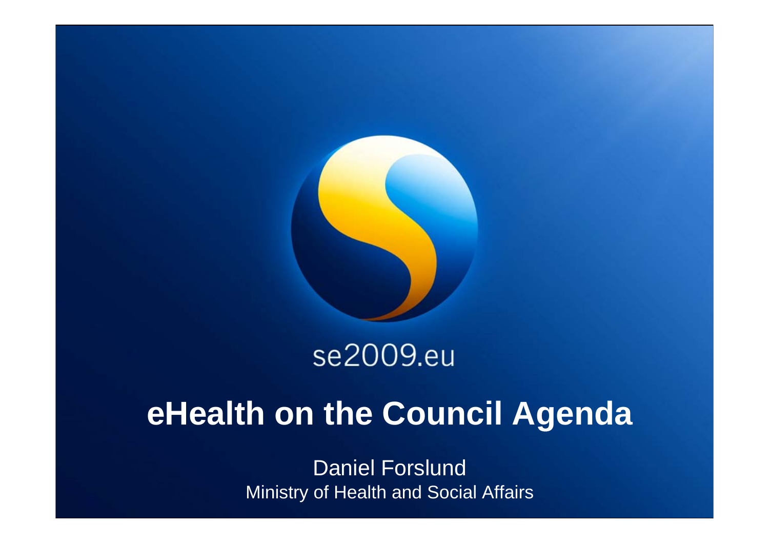se2009.eu

# eHealth on the Council Agenda

Daniel Forslund
Ministry of Health and Social Affairs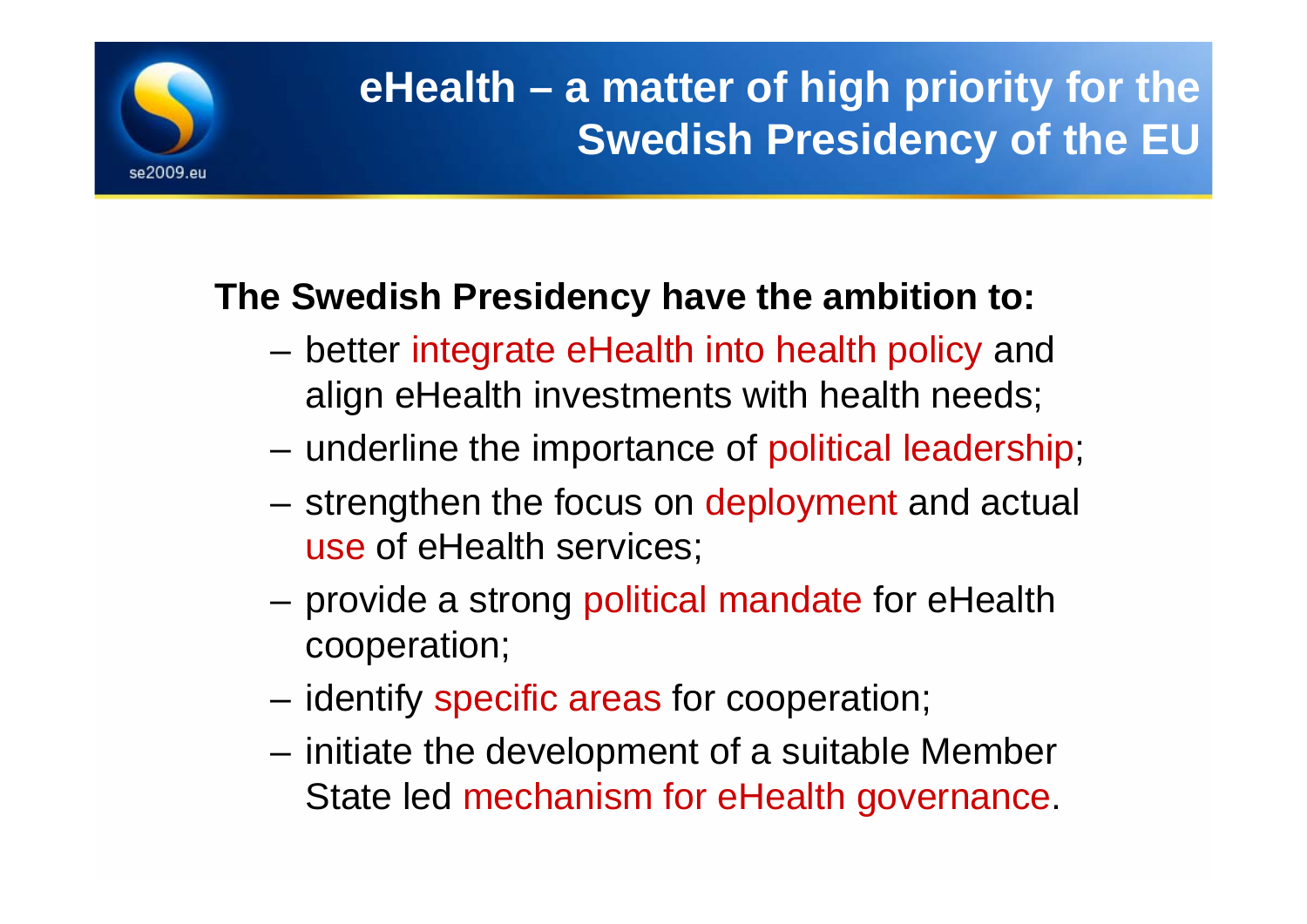# eHealth – a matter of high priority for the Swedish Presidency of the EU

**The Swedish Presidency have the ambition to:**

- better integrate eHealth into health policy and align eHealth investments with health needs;
- underline the importance of political leadership;
- strengthen the focus on deployment and actual use of eHealth services;
- provide a strong political mandate for eHealth cooperation;
- identify specific areas for cooperation;
- initiate the development of a suitable Member State led mechanism for eHealth governance.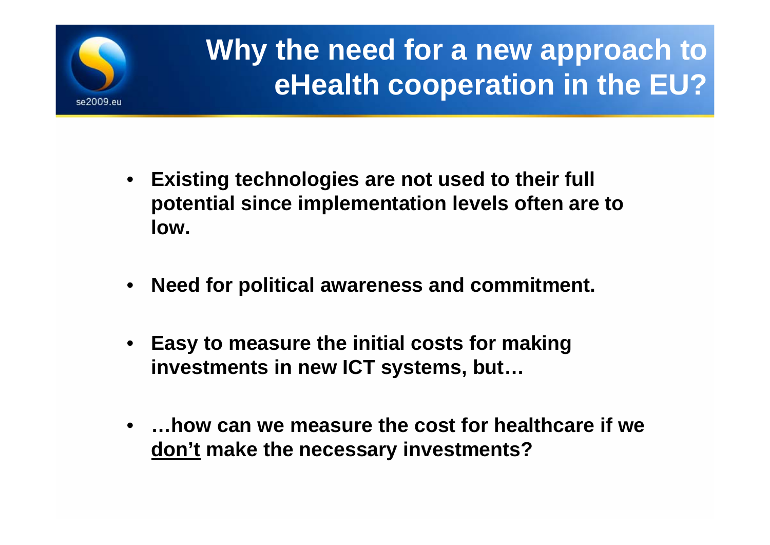# Why the need for a new approach to eHealth cooperation in the EU?

- **Existing technologies are not used to their full potential since implementation levels often are to low.**
- **Need for political awareness and commitment.**
- **Easy to measure the initial costs for making investments in new ICT systems, but…**
- **…how can we measure the cost for healthcare if we <u>don't</u> make the necessary investments?**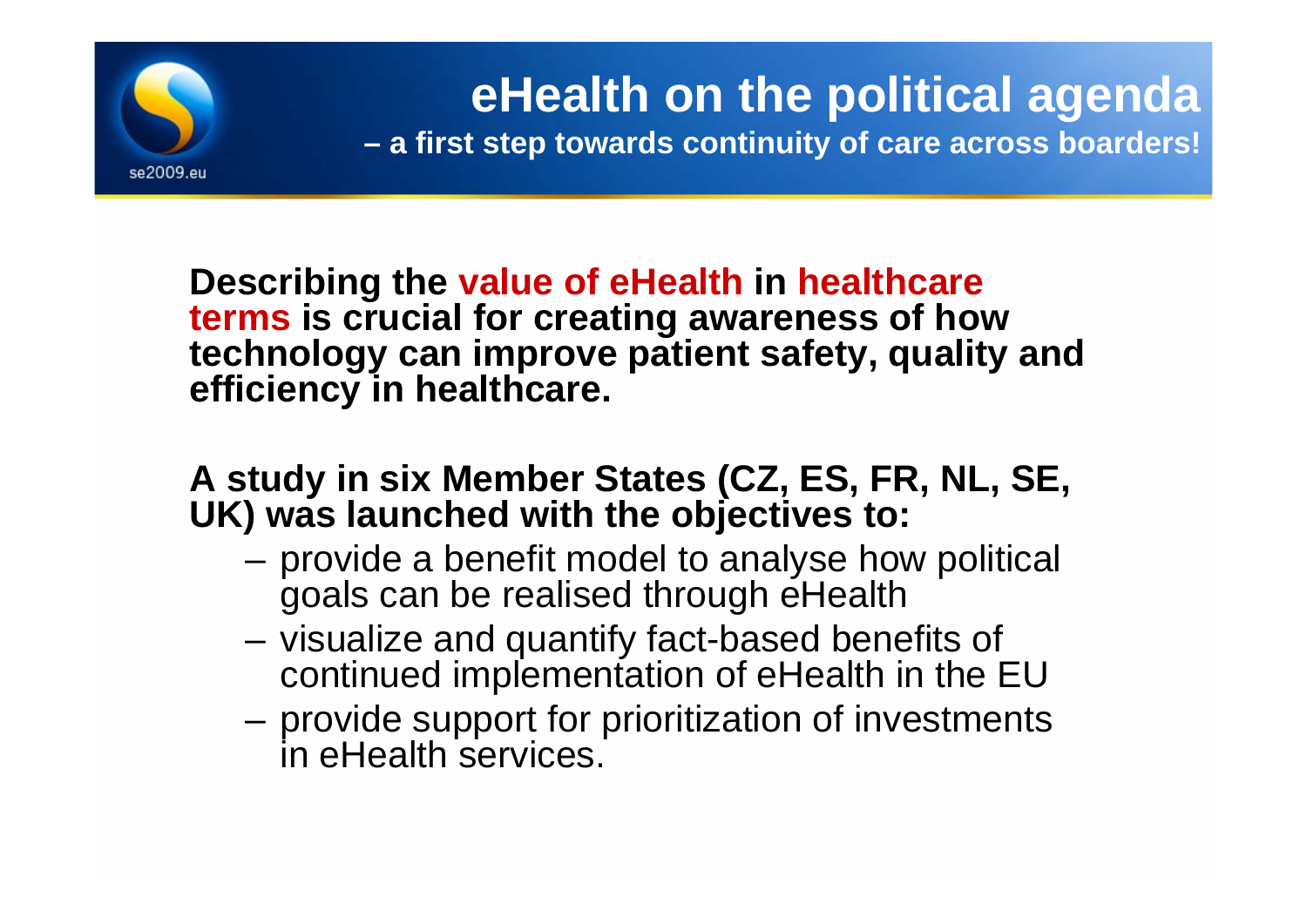# eHealth on the political agenda

**– a first step towards continuity of care across boarders!**

**Describing the value of eHealth in healthcare terms is crucial for creating awareness of how technology can improve patient safety, quality and efficiency in healthcare.**

**A study in six Member States (CZ, ES, FR, NL, SE, UK) was launched with the objectives to:**

- provide a benefit model to analyse how political goals can be realised through eHealth
- visualize and quantify fact-based benefits of continued implementation of eHealth in the EU
- provide support for prioritization of investments in eHealth services.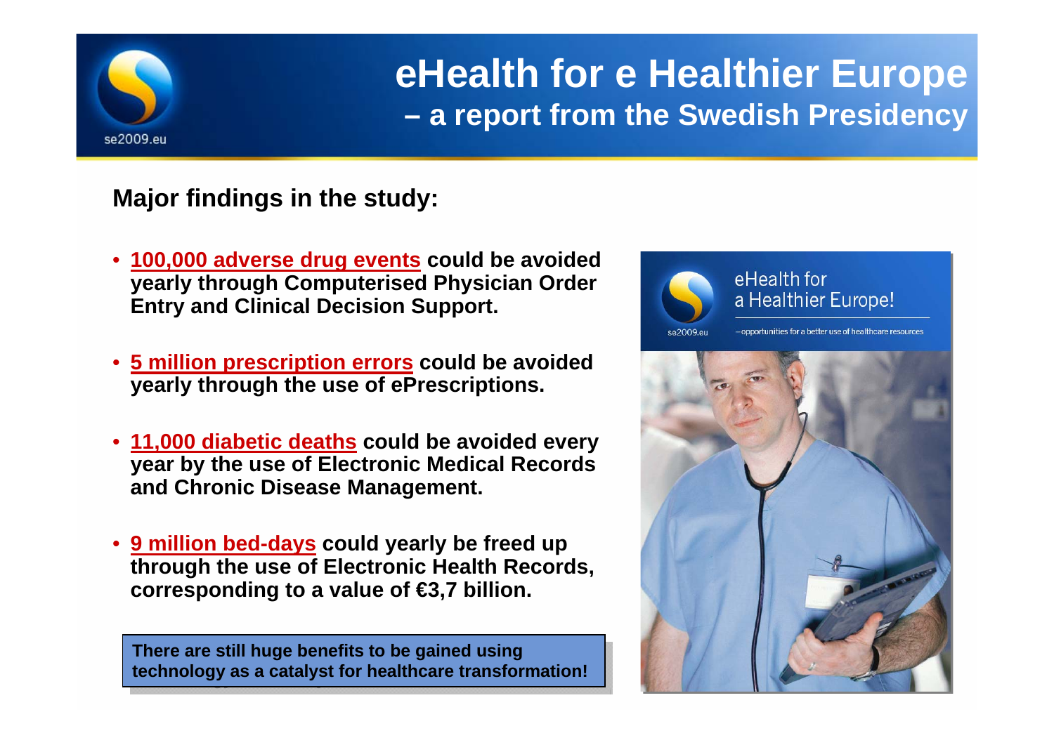# eHealth for e Healthier Europe

## – a report from the Swedish Presidency

**Major findings in the study:**

- **100,000 adverse drug events could be avoided yearly through Computerised Physician Order Entry and Clinical Decision Support.**
- **5 million prescription errors could be avoided yearly through the use of ePrescriptions.**
- **11,000 diabetic deaths could be avoided every year by the use of Electronic Medical Records and Chronic Disease Management.**
- **9 million bed-days could yearly be freed up through the use of Electronic Health Records, corresponding to a value of €3,7 billion.**

**There are still huge benefits to be gained using technology as a catalyst for healthcare transformation!**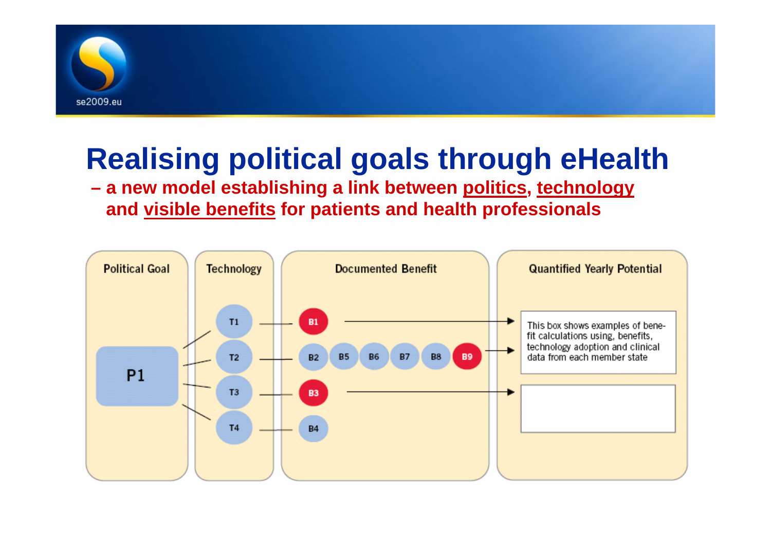# Realising political goals through eHealth

**– a new model establishing a link between <u>politics</u>, <u>technology</u> and <u>visible benefits</u> for patients and health professionals**

| Political Goal | Technology | Documented Benefit | Quantified Yearly Potential |
|---|---|---|---|
| P1 | T1 | B1 | This box shows examples of benefit calculations using, benefits, technology adoption and clinical data from each member state |
| | T2 | B2, B5, B6, B7, B8, B9 | |
| | T3 | B3 | |
| | T4 | B4 | |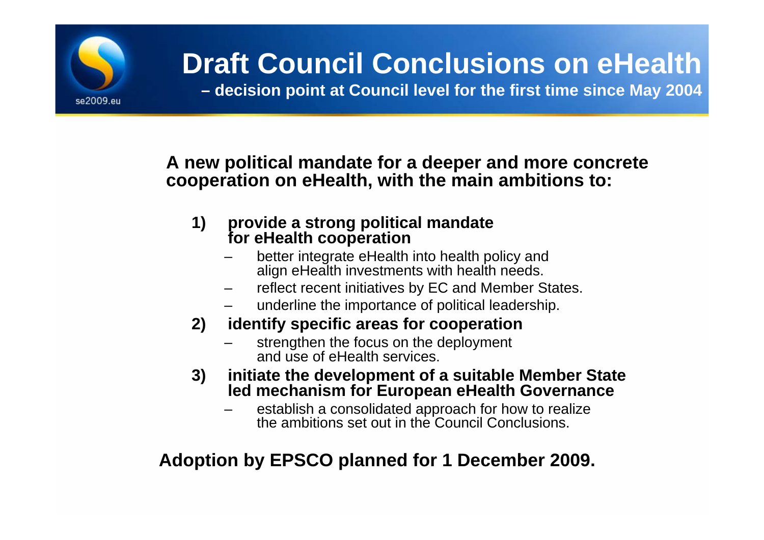# Draft Council Conclusions on eHealth

**– decision point at Council level for the first time since May 2004**

**A new political mandate for a deeper and more concrete cooperation on eHealth, with the main ambitions to:**

1) **provide a strong political mandate for eHealth cooperation**
   - better integrate eHealth into health policy and align eHealth investments with health needs.
   - reflect recent initiatives by EC and Member States.
   - underline the importance of political leadership.
2) **identify specific areas for cooperation**
   - strengthen the focus on the deployment and use of eHealth services.
3) **initiate the development of a suitable Member State led mechanism for European eHealth Governance**
   - establish a consolidated approach for how to realize the ambitions set out in the Council Conclusions.

**Adoption by EPSCO planned for 1 December 2009.**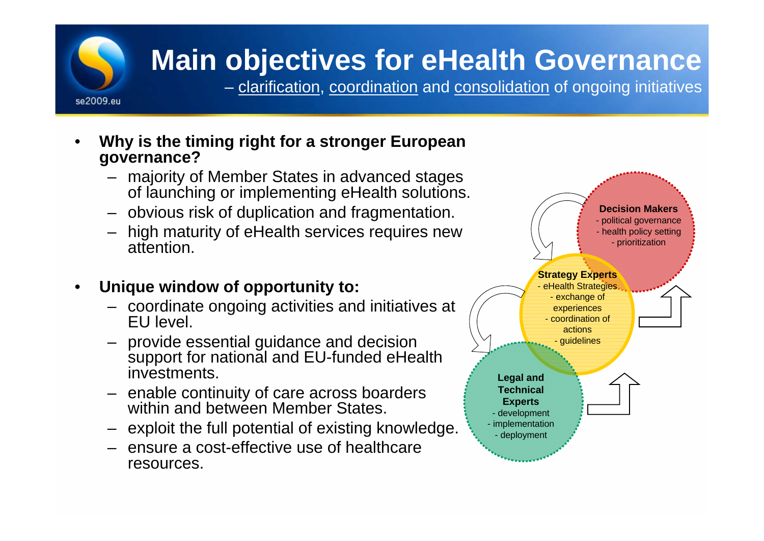# Main objectives for eHealth Governance

– clarification, coordination and consolidation of ongoing initiatives

- **Why is the timing right for a stronger European governance?**
  - majority of Member States in advanced stages of launching or implementing eHealth solutions.
  - obvious risk of duplication and fragmentation.
  - high maturity of eHealth services requires new attention.

- **Unique window of opportunity to:**
  - coordinate ongoing activities and initiatives at EU level.
  - provide essential guidance and decision support for national and EU-funded eHealth investments.
  - enable continuity of care across boarders within and between Member States.
  - exploit the full potential of existing knowledge.
  - ensure a cost-effective use of healthcare resources.

**Decision Makers**
- political governance
- health policy setting
- prioritization

**Strategy Experts**
- eHealth Strategies
- exchange of experiences
- coordination of actions
- guidelines

**Legal and Technical Experts**
- development
- implementation
- deployment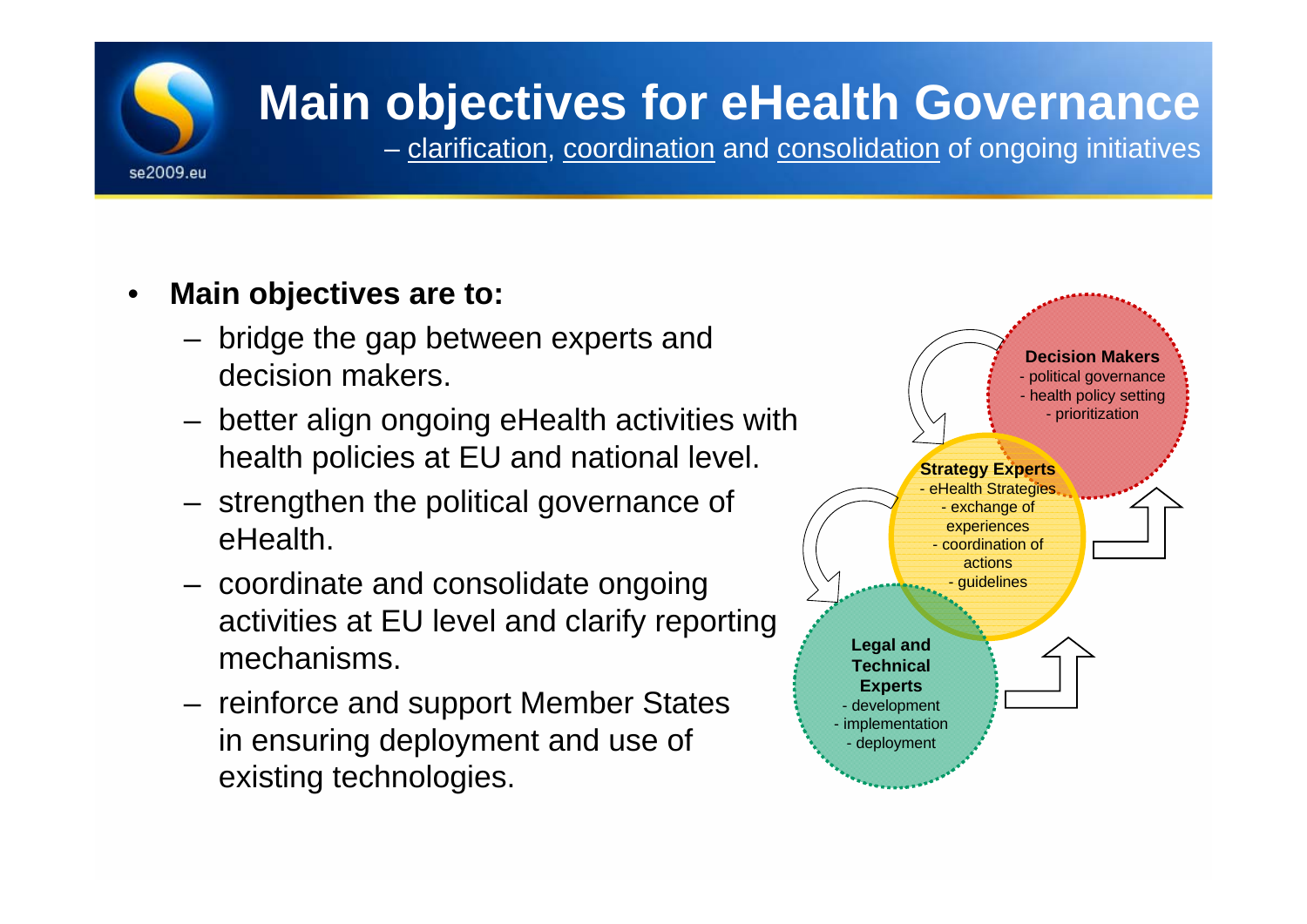# Main objectives for eHealth Governance

– clarification, coordination and consolidation of ongoing initiatives

- **Main objectives are to:**
  - bridge the gap between experts and decision makers.
  - better align ongoing eHealth activities with health policies at EU and national level.
  - strengthen the political governance of eHealth.
  - coordinate and consolidate ongoing activities at EU level and clarify reporting mechanisms.
  - reinforce and support Member States in ensuring deployment and use of existing technologies.

**Decision Makers**
- political governance
- health policy setting
- prioritization

**Strategy Experts**
- eHealth Strategies
- exchange of experiences
- coordination of actions
- guidelines

**Legal and Technical Experts**
- development
- implementation
- deployment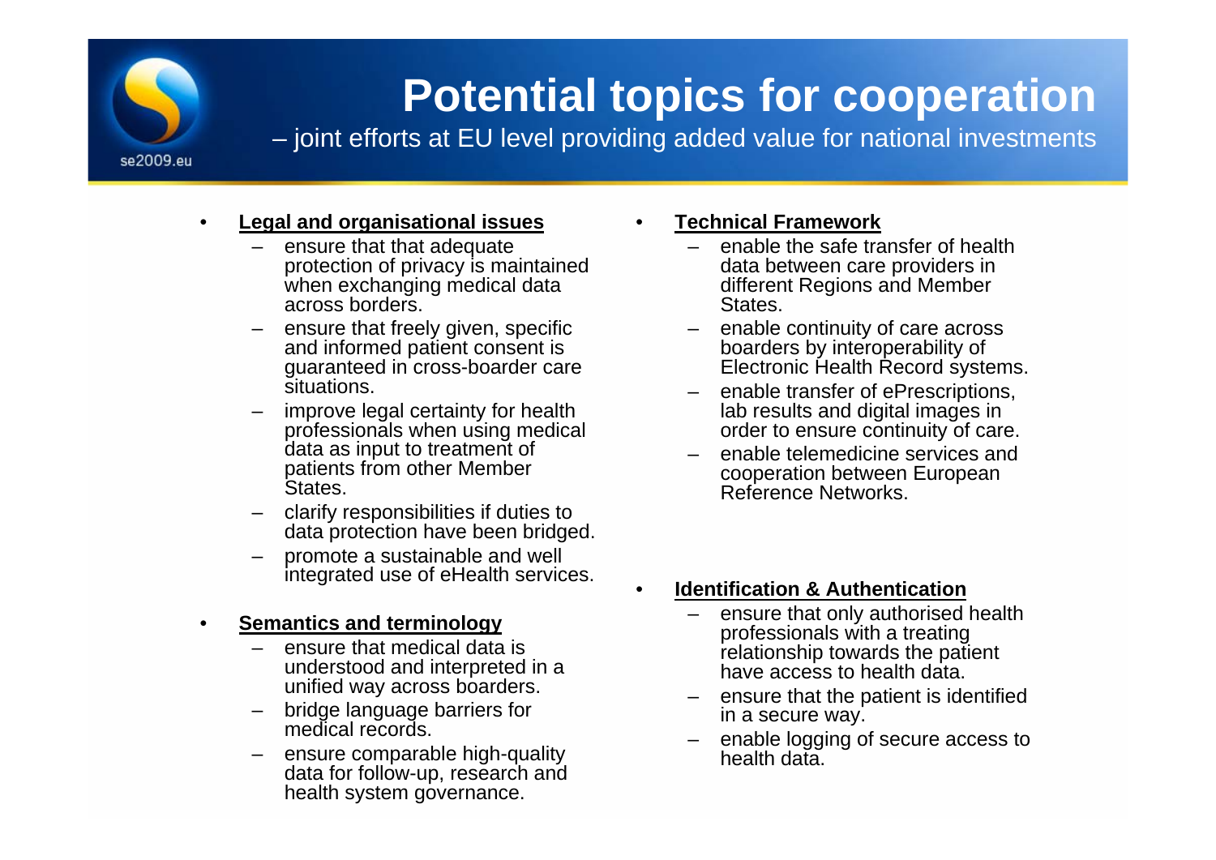# Potential topics for cooperation

– joint efforts at EU level providing added value for national investments

- **Legal and organisational issues**
  - ensure that that adequate protection of privacy is maintained when exchanging medical data across borders.
  - ensure that freely given, specific and informed patient consent is guaranteed in cross-boarder care situations.
  - improve legal certainty for health professionals when using medical data as input to treatment of patients from other Member States.
  - clarify responsibilities if duties to data protection have been bridged.
  - promote a sustainable and well integrated use of eHealth services.

- **Semantics and terminology**
  - ensure that medical data is understood and interpreted in a unified way across boarders.
  - bridge language barriers for medical records.
  - ensure comparable high-quality data for follow-up, research and health system governance.

- **Technical Framework**
  - enable the safe transfer of health data between care providers in different Regions and Member States.
  - enable continuity of care across boarders by interoperability of Electronic Health Record systems.
  - enable transfer of ePrescriptions, lab results and digital images in order to ensure continuity of care.
  - enable telemedicine services and cooperation between European Reference Networks.

- **Identification & Authentication**
  - ensure that only authorised health professionals with a treating relationship towards the patient have access to health data.
  - ensure that the patient is identified in a secure way.
  - enable logging of secure access to health data.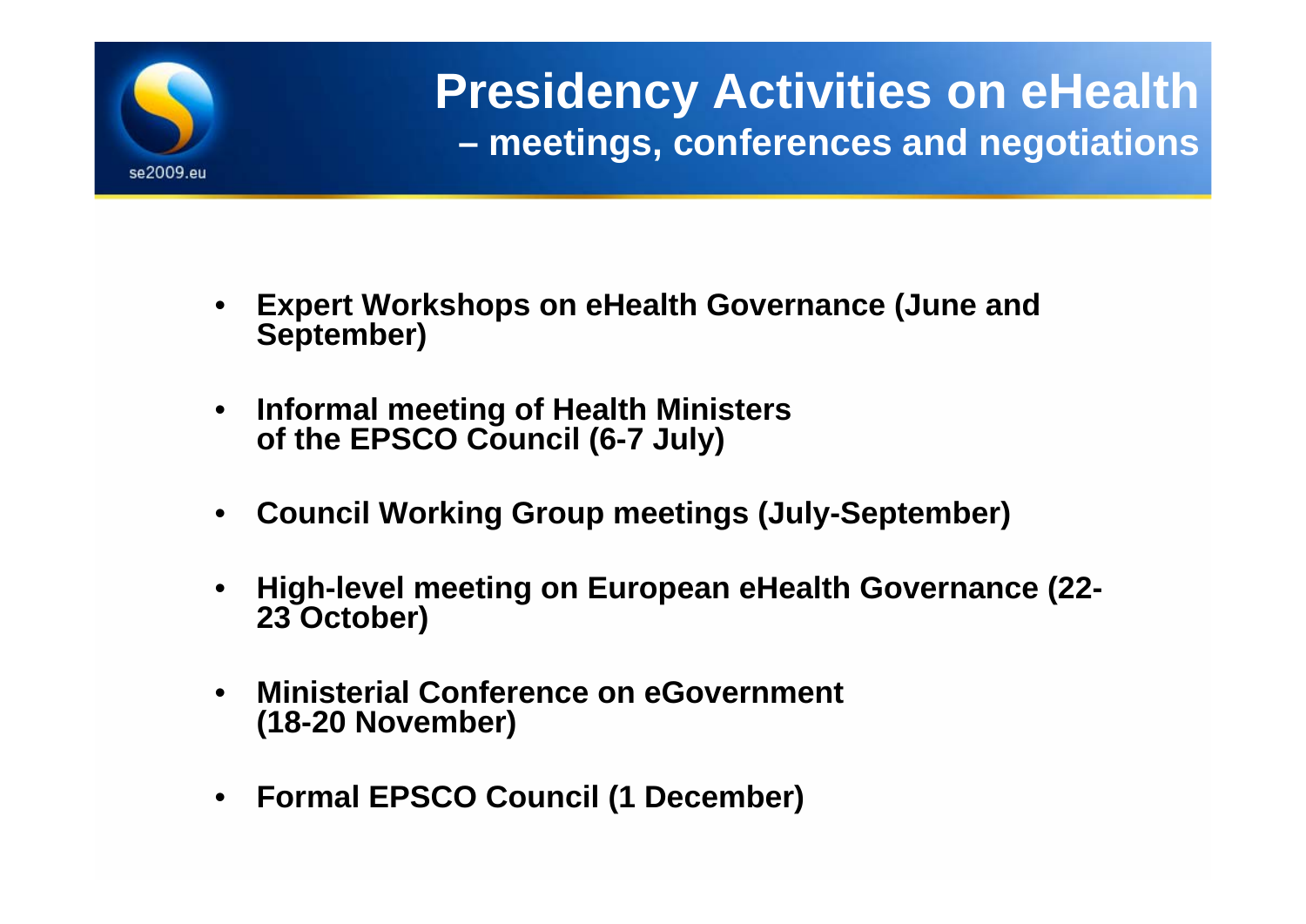# Presidency Activities on eHealth

## – meetings, conferences and negotiations

- **Expert Workshops on eHealth Governance (June and September)**
- **Informal meeting of Health Ministers of the EPSCO Council (6-7 July)**
- **Council Working Group meetings (July-September)**
- **High-level meeting on European eHealth Governance (22-23 October)**
- **Ministerial Conference on eGovernment (18-20 November)**
- **Formal EPSCO Council (1 December)**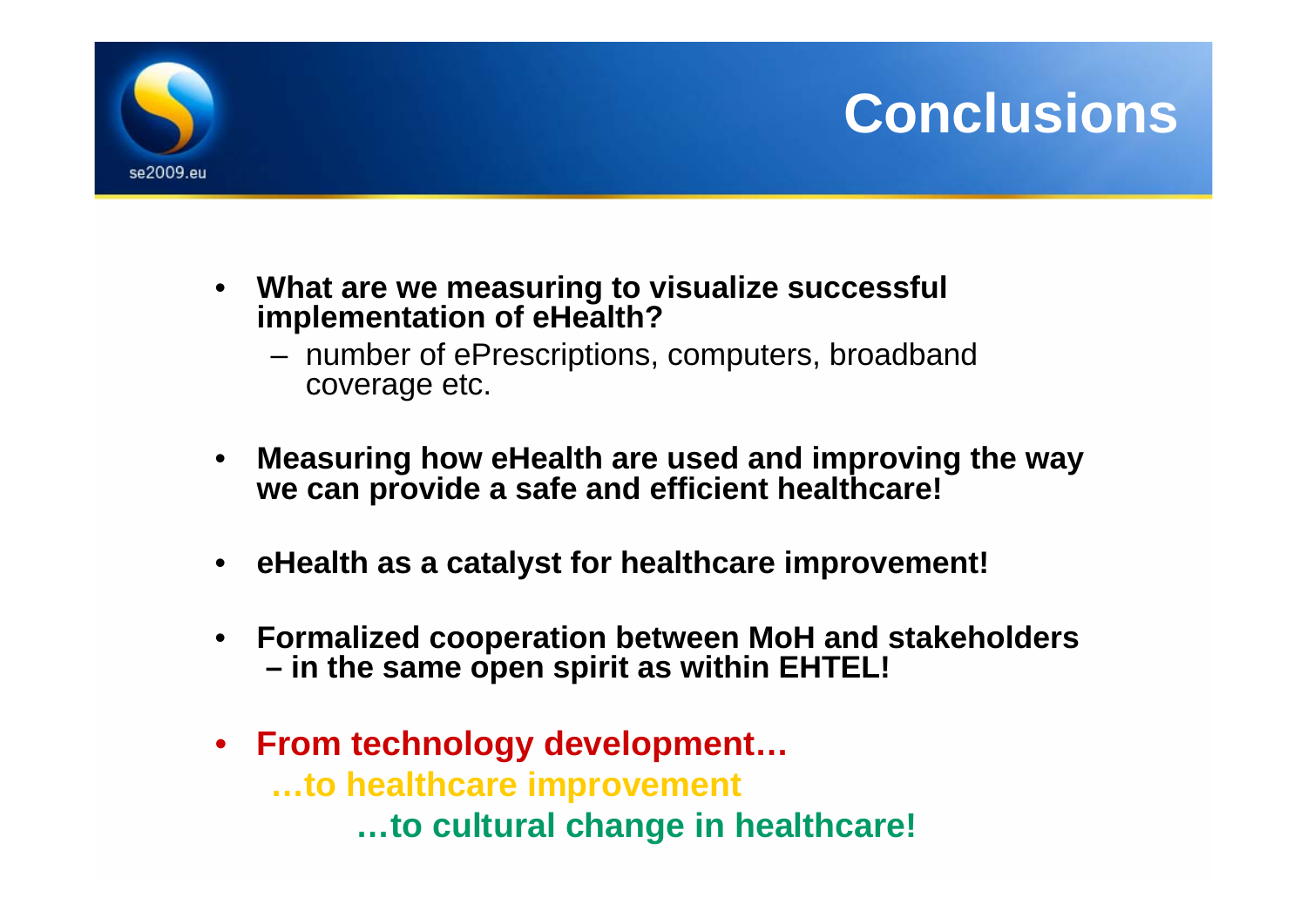se2009.eu

# Conclusions

- **What are we measuring to visualize successful implementation of eHealth?**
  - number of ePrescriptions, computers, broadband coverage etc.

- **Measuring how eHealth are used and improving the way we can provide a safe and efficient healthcare!**

- **eHealth as a catalyst for healthcare improvement!**

- **Formalized cooperation between MoH and stakeholders – in the same open spirit as within EHTEL!**

- **From technology development…**
  **…to healthcare improvement**
  **…to cultural change in healthcare!**